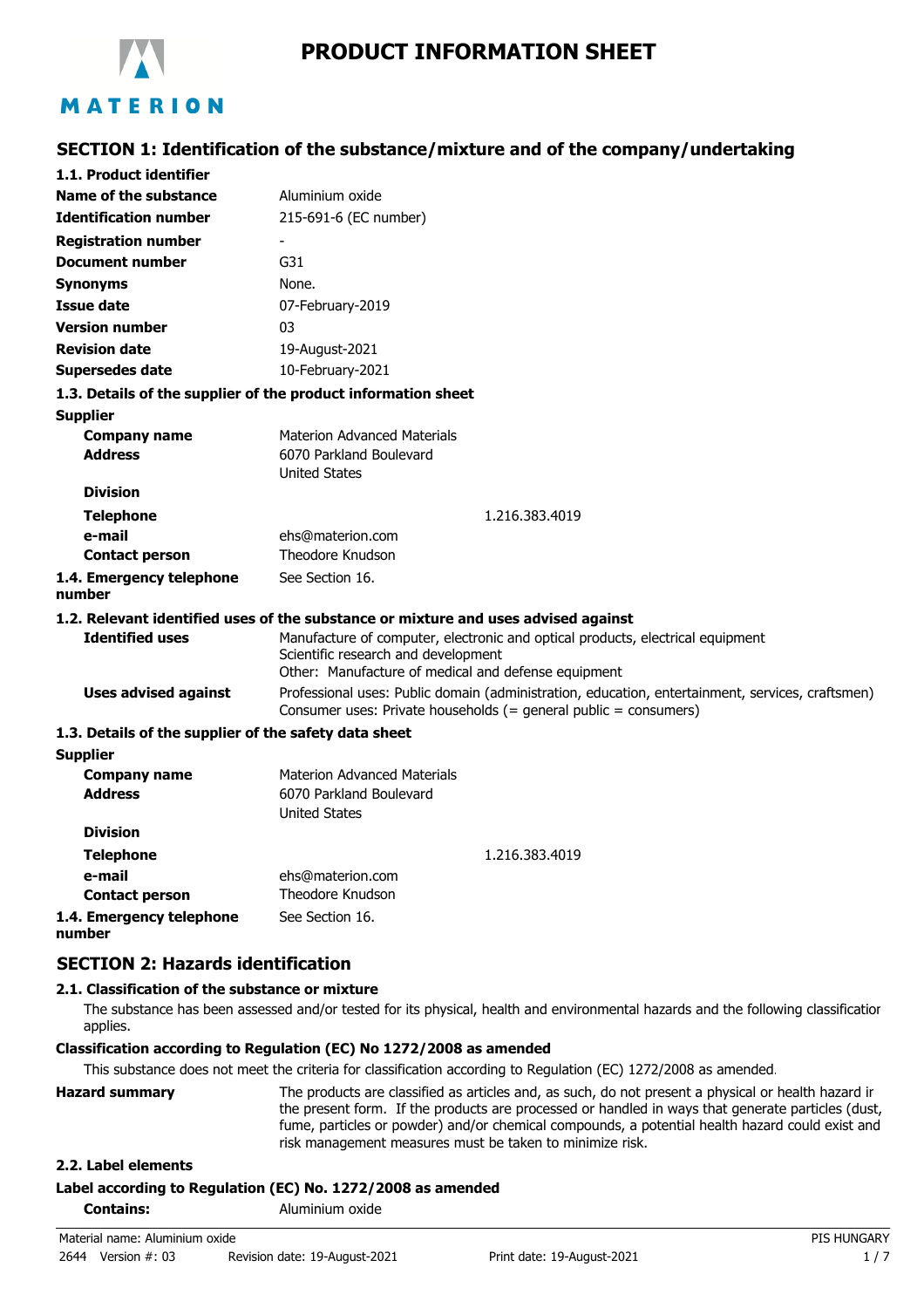# PRODUCT INFORMATION SHEET

## SECTION 1: Identification of the substance/mixture and of the company/undertaking

### 1.1. Product identifier

| | |
|---|---|
| **Name of the substance** | Aluminium oxide |
| **Identification number** | 215-691-6 (EC number) |
| **Registration number** | - |
| **Document number** | G31 |
| **Synonyms** | None. |
| **Issue date** | 07-February-2019 |
| **Version number** | 03 |
| **Revision date** | 19-August-2021 |
| **Supersedes date** | 10-February-2021 |

### 1.3. Details of the supplier of the product information sheet

**Supplier**

| | |
|---|---|
| **Company name** | Materion Advanced Materials |
| **Address** | 6070 Parkland Boulevard<br>United States |
| **Division** | |
| **Telephone** | 1.216.383.4019 |
| **e-mail** | ehs@materion.com |
| **Contact person** | Theodore Knudson |
| **1.4. Emergency telephone number** | See Section 16. |

### 1.2. Relevant identified uses of the substance or mixture and uses advised against

**Identified uses**
Manufacture of computer, electronic and optical products, electrical equipment
Scientific research and development
Other: Manufacture of medical and defense equipment

**Uses advised against**
Professional uses: Public domain (administration, education, entertainment, services, craftsmen)
Consumer uses: Private households (= general public = consumers)

### 1.3. Details of the supplier of the safety data sheet

**Supplier**

| | |
|---|---|
| **Company name** | Materion Advanced Materials |
| **Address** | 6070 Parkland Boulevard<br>United States |
| **Division** | |
| **Telephone** | 1.216.383.4019 |
| **e-mail** | ehs@materion.com |
| **Contact person** | Theodore Knudson |
| **1.4. Emergency telephone number** | See Section 16. |

## SECTION 2: Hazards identification

### 2.1. Classification of the substance or mixture

The substance has been assessed and/or tested for its physical, health and environmental hazards and the following classification applies.

**Classification according to Regulation (EC) No 1272/2008 as amended**

This substance does not meet the criteria for classification according to Regulation (EC) 1272/2008 as amended.

**Hazard summary**
The products are classified as articles and, as such, do not present a physical or health hazard in the present form. If the products are processed or handled in ways that generate particles (dust, fume, particles or powder) and/or chemical compounds, a potential health hazard could exist and risk management measures must be taken to minimize risk.

### 2.2. Label elements

**Label according to Regulation (EC) No. 1272/2008 as amended**

**Contains:** Aluminium oxide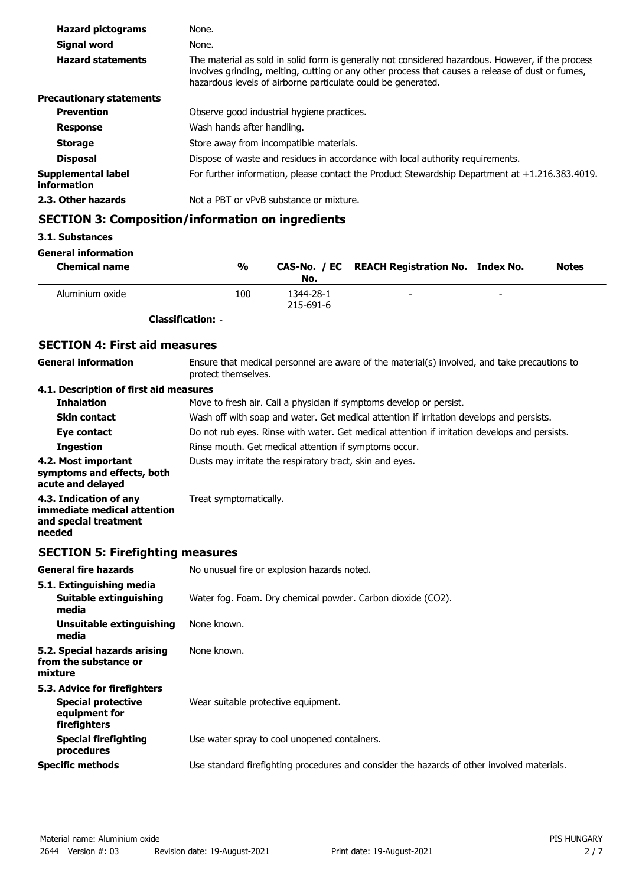| | |
|---|---|
| **Hazard pictograms** | None. |
| **Signal word** | None. |
| **Hazard statements** | The material as sold in solid form is generally not considered hazardous. However, if the process involves grinding, melting, cutting or any other process that causes a release of dust or fumes, hazardous levels of airborne particulate could be generated. |

**Precautionary statements**

| | |
|---|---|
| **Prevention** | Observe good industrial hygiene practices. |
| **Response** | Wash hands after handling. |
| **Storage** | Store away from incompatible materials. |
| **Disposal** | Dispose of waste and residues in accordance with local authority requirements. |
| **Supplemental label information** | For further information, please contact the Product Stewardship Department at +1.216.383.4019. |
| **2.3. Other hazards** | Not a PBT or vPvB substance or mixture. |

## SECTION 3: Composition/information on ingredients

**3.1. Substances**

**General information**

| Chemical name | % | CAS-No. / EC No. | REACH Registration No. | Index No. | Notes |
|---|---|---|---|---|---|
| Aluminium oxide | 100 | 1344-28-1<br>215-691-6 | - | - | |
| **Classification:** - | | | | | |

## SECTION 4: First aid measures

| | |
|---|---|
| **General information** | Ensure that medical personnel are aware of the material(s) involved, and take precautions to protect themselves. |

**4.1. Description of first aid measures**

| | |
|---|---|
| **Inhalation** | Move to fresh air. Call a physician if symptoms develop or persist. |
| **Skin contact** | Wash off with soap and water. Get medical attention if irritation develops and persists. |
| **Eye contact** | Do not rub eyes. Rinse with water. Get medical attention if irritation develops and persists. |
| **Ingestion** | Rinse mouth. Get medical attention if symptoms occur. |
| **4.2. Most important symptoms and effects, both acute and delayed** | Dusts may irritate the respiratory tract, skin and eyes. |
| **4.3. Indication of any immediate medical attention and special treatment needed** | Treat symptomatically. |

## SECTION 5: Firefighting measures

| | |
|---|---|
| **General fire hazards** | No unusual fire or explosion hazards noted. |

**5.1. Extinguishing media**

| | |
|---|---|
| **Suitable extinguishing media** | Water fog. Foam. Dry chemical powder. Carbon dioxide ($CO_2$). |
| **Unsuitable extinguishing media** | None known. |
| **5.2. Special hazards arising from the substance or mixture** | None known. |

**5.3. Advice for firefighters**

| | |
|---|---|
| **Special protective equipment for firefighters** | Wear suitable protective equipment. |
| **Special firefighting procedures** | Use water spray to cool unopened containers. |
| **Specific methods** | Use standard firefighting procedures and consider the hazards of other involved materials. |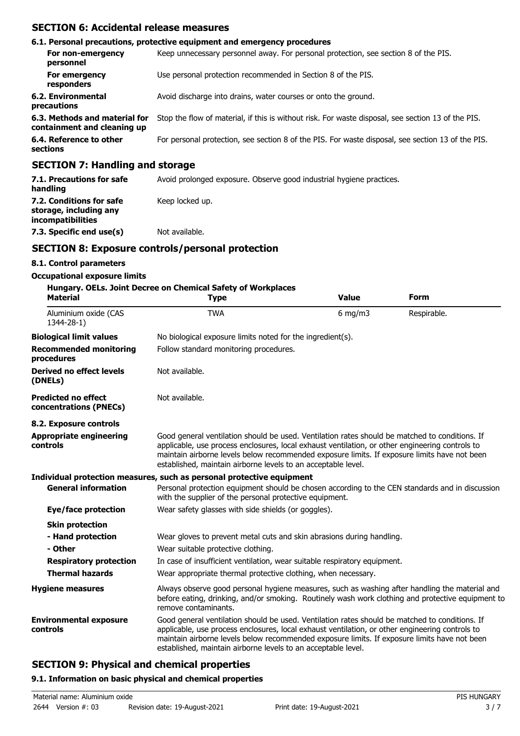## SECTION 6: Accidental release measures

### 6.1. Personal precautions, protective equipment and emergency procedures

| | |
|---|---|
| **For non-emergency personnel** | Keep unnecessary personnel away. For personal protection, see section 8 of the PIS. |
| **For emergency responders** | Use personal protection recommended in Section 8 of the PIS. |
| **6.2. Environmental precautions** | Avoid discharge into drains, water courses or onto the ground. |
| **6.3. Methods and material for containment and cleaning up** | Stop the flow of material, if this is without risk. For waste disposal, see section 13 of the PIS. |
| **6.4. Reference to other sections** | For personal protection, see section 8 of the PIS. For waste disposal, see section 13 of the PIS. |

## SECTION 7: Handling and storage

| | |
|---|---|
| **7.1. Precautions for safe handling** | Avoid prolonged exposure. Observe good industrial hygiene practices. |
| **7.2. Conditions for safe storage, including any incompatibilities** | Keep locked up. |
| **7.3. Specific end use(s)** | Not available. |

## SECTION 8: Exposure controls/personal protection

### 8.1. Control parameters

**Occupational exposure limits**

**Hungary. OELs. Joint Decree on Chemical Safety of Workplaces**

| Material | Type | Value | Form |
|---|---|---|---|
| Aluminium oxide (CAS 1344-28-1) | TWA | 6 mg/m3 | Respirable. |

| | |
|---|---|
| **Biological limit values** | No biological exposure limits noted for the ingredient(s). |
| **Recommended monitoring procedures** | Follow standard monitoring procedures. |
| **Derived no effect levels (DNELs)** | Not available. |
| **Predicted no effect concentrations (PNECs)** | Not available. |

### 8.2. Exposure controls

| | |
|---|---|
| **Appropriate engineering controls** | Good general ventilation should be used. Ventilation rates should be matched to conditions. If applicable, use process enclosures, local exhaust ventilation, or other engineering controls to maintain airborne levels below recommended exposure limits. If exposure limits have not been established, maintain airborne levels to an acceptable level. |

**Individual protection measures, such as personal protective equipment**

| | |
|---|---|
| **General information** | Personal protection equipment should be chosen according to the CEN standards and in discussion with the supplier of the personal protective equipment. |
| **Eye/face protection** | Wear safety glasses with side shields (or goggles). |
| **Skin protection** | |
| **- Hand protection** | Wear gloves to prevent metal cuts and skin abrasions during handling. |
| **- Other** | Wear suitable protective clothing. |
| **Respiratory protection** | In case of insufficient ventilation, wear suitable respiratory equipment. |
| **Thermal hazards** | Wear appropriate thermal protective clothing, when necessary. |
| **Hygiene measures** | Always observe good personal hygiene measures, such as washing after handling the material and before eating, drinking, and/or smoking. Routinely wash work clothing and protective equipment to remove contaminants. |
| **Environmental exposure controls** | Good general ventilation should be used. Ventilation rates should be matched to conditions. If applicable, use process enclosures, local exhaust ventilation, or other engineering controls to maintain airborne levels below recommended exposure limits. If exposure limits have not been established, maintain airborne levels to an acceptable level. |

## SECTION 9: Physical and chemical properties

### 9.1. Information on basic physical and chemical properties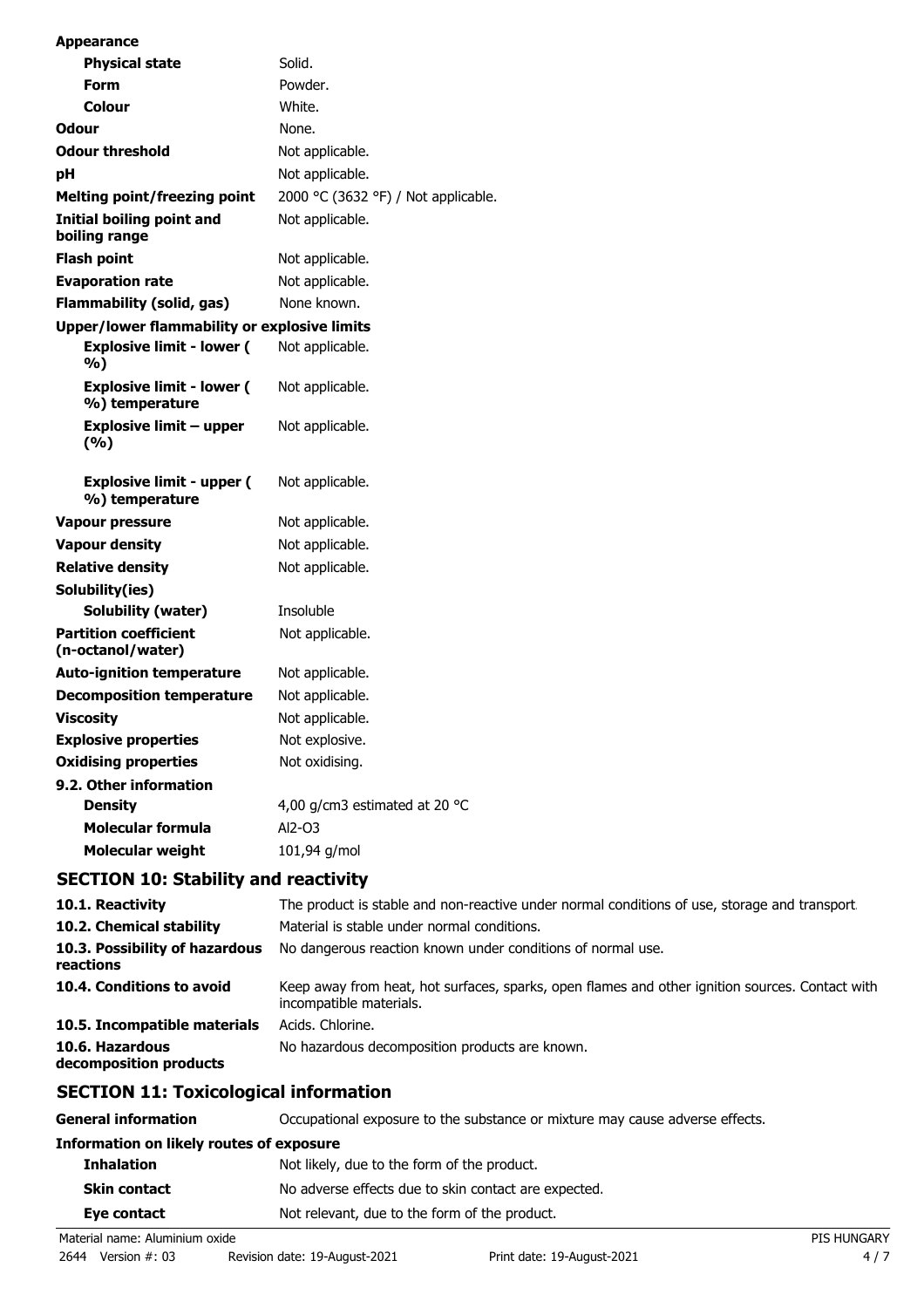| | |
|---|---|
| **Appearance** | |
| **Physical state** | Solid. |
| **Form** | Powder. |
| **Colour** | White. |
| **Odour** | None. |
| **Odour threshold** | Not applicable. |
| **pH** | Not applicable. |
| **Melting point/freezing point** | 2000 °C (3632 °F) / Not applicable. |
| **Initial boiling point and boiling range** | Not applicable. |
| **Flash point** | Not applicable. |
| **Evaporation rate** | Not applicable. |
| **Flammability (solid, gas)** | None known. |
| **Upper/lower flammability or explosive limits** | |
| **Explosive limit - lower ( %)** | Not applicable. |
| **Explosive limit - lower ( %) temperature** | Not applicable. |
| **Explosive limit – upper (%)** | Not applicable. |
| **Explosive limit - upper ( %) temperature** | Not applicable. |
| **Vapour pressure** | Not applicable. |
| **Vapour density** | Not applicable. |
| **Relative density** | Not applicable. |
| **Solubility(ies)** | |
| **Solubility (water)** | Insoluble |
| **Partition coefficient (n-octanol/water)** | Not applicable. |
| **Auto-ignition temperature** | Not applicable. |
| **Decomposition temperature** | Not applicable. |
| **Viscosity** | Not applicable. |
| **Explosive properties** | Not explosive. |
| **Oxidising properties** | Not oxidising. |
| **9.2. Other information** | |
| **Density** | 4,00 g/cm3 estimated at 20 °C |
| **Molecular formula** | Al2-O3 |
| **Molecular weight** | 101,94 g/mol |

## SECTION 10: Stability and reactivity

| | |
|---|---|
| **10.1. Reactivity** | The product is stable and non-reactive under normal conditions of use, storage and transport. |
| **10.2. Chemical stability** | Material is stable under normal conditions. |
| **10.3. Possibility of hazardous reactions** | No dangerous reaction known under conditions of normal use. |
| **10.4. Conditions to avoid** | Keep away from heat, hot surfaces, sparks, open flames and other ignition sources. Contact with incompatible materials. |
| **10.5. Incompatible materials** | Acids. Chlorine. |
| **10.6. Hazardous decomposition products** | No hazardous decomposition products are known. |

## SECTION 11: Toxicological information

| | |
|---|---|
| **General information** | Occupational exposure to the substance or mixture may cause adverse effects. |
| **Information on likely routes of exposure** | |
| **Inhalation** | Not likely, due to the form of the product. |
| **Skin contact** | No adverse effects due to skin contact are expected. |
| **Eye contact** | Not relevant, due to the form of the product. |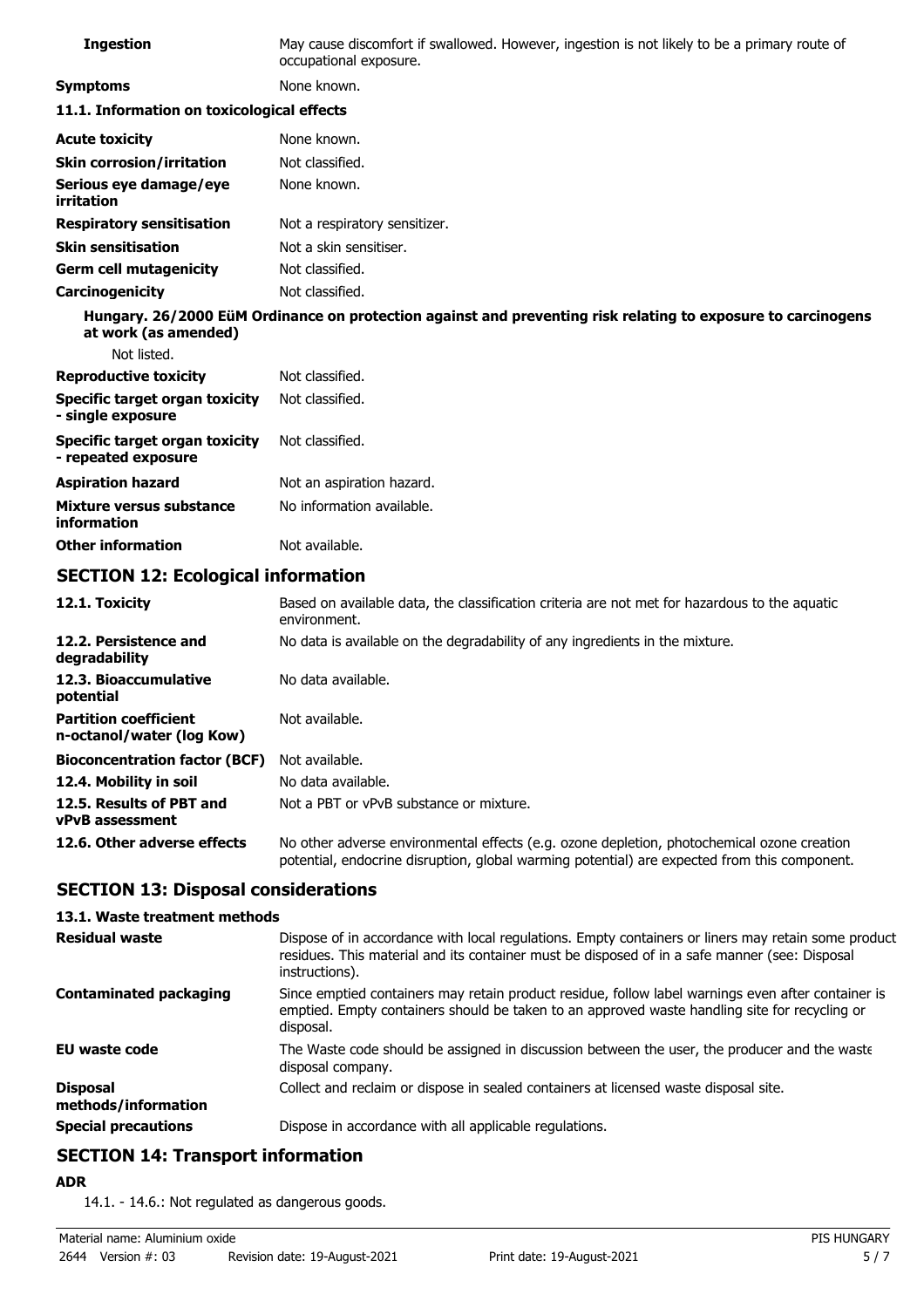| | |
|---|---|
| **Ingestion** | May cause discomfort if swallowed. However, ingestion is not likely to be a primary route of occupational exposure. |
| **Symptoms** | None known. |

**11.1. Information on toxicological effects**

| | |
|---|---|
| **Acute toxicity** | None known. |
| **Skin corrosion/irritation** | Not classified. |
| **Serious eye damage/eye irritation** | None known. |
| **Respiratory sensitisation** | Not a respiratory sensitizer. |
| **Skin sensitisation** | Not a skin sensitiser. |
| **Germ cell mutagenicity** | Not classified. |
| **Carcinogenicity** | Not classified. |

**Hungary. 26/2000 EüM Ordinance on protection against and preventing risk relating to exposure to carcinogens at work (as amended)**

Not listed.

| | |
|---|---|
| **Reproductive toxicity** | Not classified. |
| **Specific target organ toxicity - single exposure** | Not classified. |
| **Specific target organ toxicity - repeated exposure** | Not classified. |
| **Aspiration hazard** | Not an aspiration hazard. |
| **Mixture versus substance information** | No information available. |
| **Other information** | Not available. |

## SECTION 12: Ecological information

| | |
|---|---|
| **12.1. Toxicity** | Based on available data, the classification criteria are not met for hazardous to the aquatic environment. |
| **12.2. Persistence and degradability** | No data is available on the degradability of any ingredients in the mixture. |
| **12.3. Bioaccumulative potential** | No data available. |
| **Partition coefficient n-octanol/water (log Kow)** | Not available. |
| **Bioconcentration factor (BCF)** | Not available. |
| **12.4. Mobility in soil** | No data available. |
| **12.5. Results of PBT and vPvB assessment** | Not a PBT or vPvB substance or mixture. |
| **12.6. Other adverse effects** | No other adverse environmental effects (e.g. ozone depletion, photochemical ozone creation potential, endocrine disruption, global warming potential) are expected from this component. |

## SECTION 13: Disposal considerations

**13.1. Waste treatment methods**

| | |
|---|---|
| **Residual waste** | Dispose of in accordance with local regulations. Empty containers or liners may retain some product residues. This material and its container must be disposed of in a safe manner (see: Disposal instructions). |
| **Contaminated packaging** | Since emptied containers may retain product residue, follow label warnings even after container is emptied. Empty containers should be taken to an approved waste handling site for recycling or disposal. |
| **EU waste code** | The Waste code should be assigned in discussion between the user, the producer and the waste disposal company. |
| **Disposal methods/information** | Collect and reclaim or dispose in sealed containers at licensed waste disposal site. |
| **Special precautions** | Dispose in accordance with all applicable regulations. |

## SECTION 14: Transport information

**ADR**

14.1. - 14.6.: Not regulated as dangerous goods.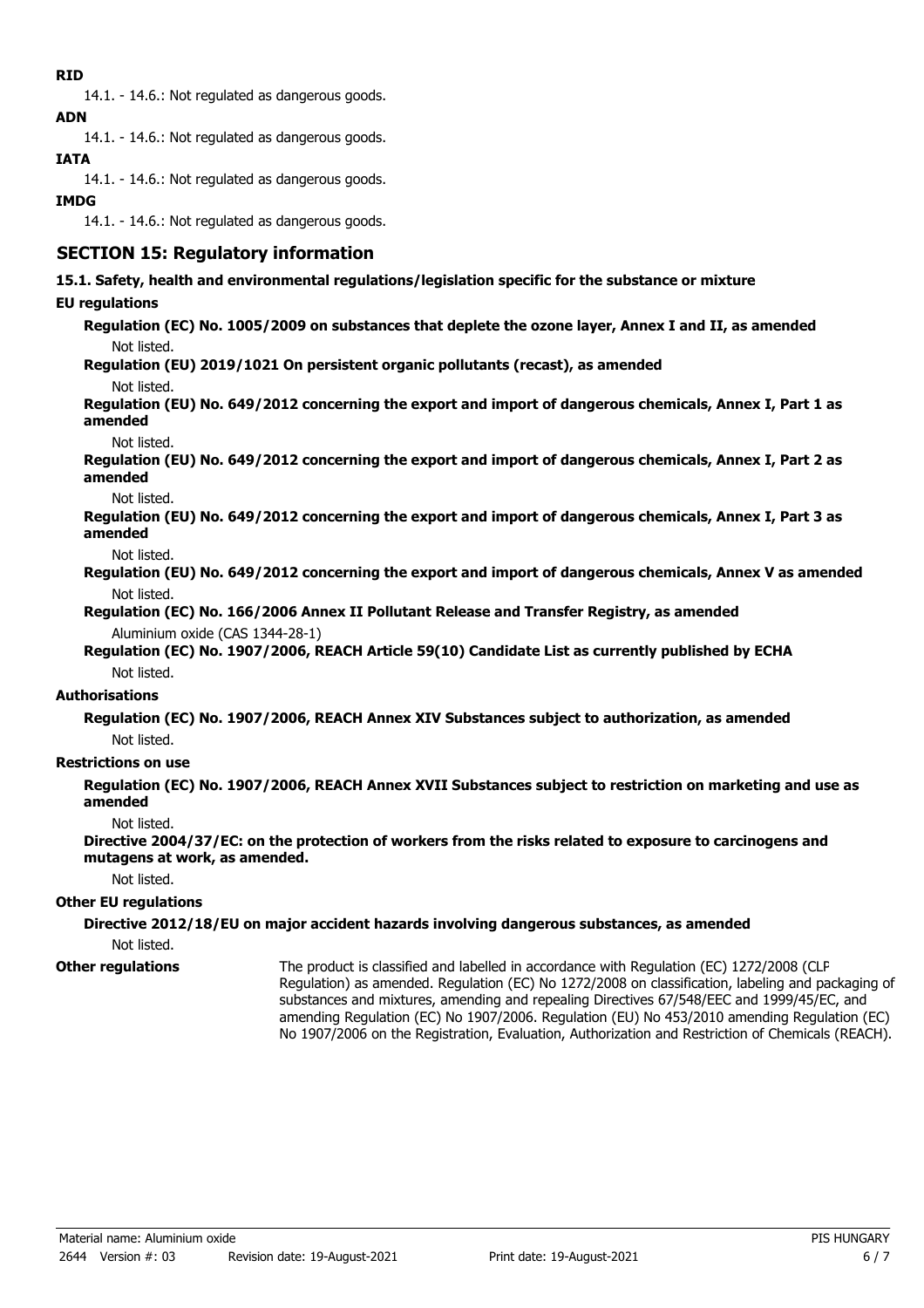**RID**

14.1. - 14.6.: Not regulated as dangerous goods.

**ADN**

14.1. - 14.6.: Not regulated as dangerous goods.

**IATA**

14.1. - 14.6.: Not regulated as dangerous goods.

**IMDG**

14.1. - 14.6.: Not regulated as dangerous goods.

## SECTION 15: Regulatory information

**15.1. Safety, health and environmental regulations/legislation specific for the substance or mixture**

**EU regulations**

**Regulation (EC) No. 1005/2009 on substances that deplete the ozone layer, Annex I and II, as amended**

Not listed.

**Regulation (EU) 2019/1021 On persistent organic pollutants (recast), as amended**

Not listed.

**Regulation (EU) No. 649/2012 concerning the export and import of dangerous chemicals, Annex I, Part 1 as amended**

Not listed.

**Regulation (EU) No. 649/2012 concerning the export and import of dangerous chemicals, Annex I, Part 2 as amended**

Not listed.

**Regulation (EU) No. 649/2012 concerning the export and import of dangerous chemicals, Annex I, Part 3 as amended**

Not listed.

**Regulation (EU) No. 649/2012 concerning the export and import of dangerous chemicals, Annex V as amended**

Not listed.

**Regulation (EC) No. 166/2006 Annex II Pollutant Release and Transfer Registry, as amended**

Aluminium oxide (CAS 1344-28-1)

**Regulation (EC) No. 1907/2006, REACH Article 59(10) Candidate List as currently published by ECHA**

Not listed.

**Authorisations**

**Regulation (EC) No. 1907/2006, REACH Annex XIV Substances subject to authorization, as amended**

Not listed.

**Restrictions on use**

**Regulation (EC) No. 1907/2006, REACH Annex XVII Substances subject to restriction on marketing and use as amended**

Not listed.

**Directive 2004/37/EC: on the protection of workers from the risks related to exposure to carcinogens and mutagens at work, as amended.**

Not listed.

**Other EU regulations**

**Directive 2012/18/EU on major accident hazards involving dangerous substances, as amended**

Not listed.

**Other regulations**

The product is classified and labelled in accordance with Regulation (EC) 1272/2008 (CLP Regulation) as amended. Regulation (EC) No 1272/2008 on classification, labeling and packaging of substances and mixtures, amending and repealing Directives 67/548/EEC and 1999/45/EC, and amending Regulation (EC) No 1907/2006. Regulation (EU) No 453/2010 amending Regulation (EC) No 1907/2006 on the Registration, Evaluation, Authorization and Restriction of Chemicals (REACH).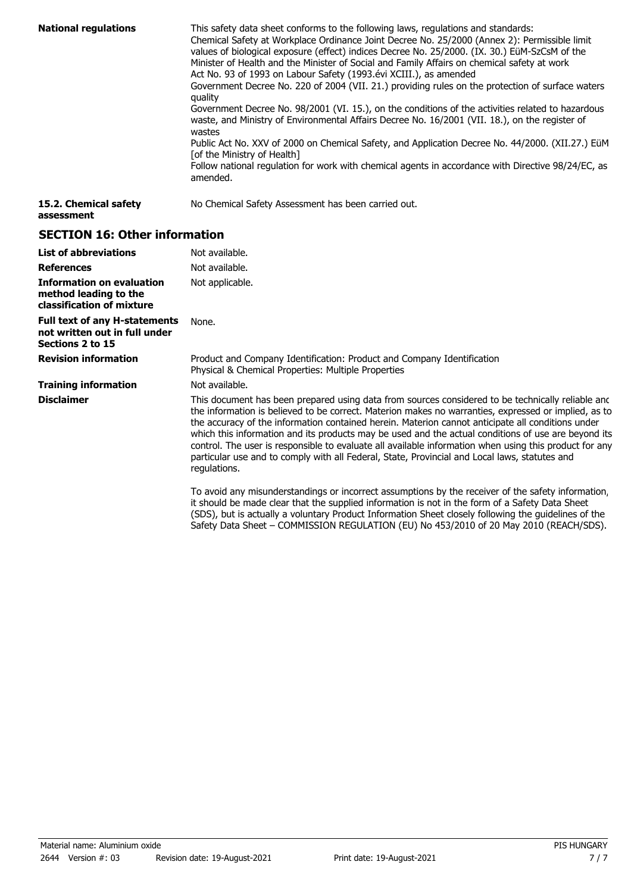| | |
|---|---|
| **National regulations** | This safety data sheet conforms to the following laws, regulations and standards: Chemical Safety at Workplace Ordinance Joint Decree No. 25/2000 (Annex 2): Permissible limit values of biological exposure (effect) indices Decree No. 25/2000. (IX. 30.) EüM-SzCsM of the Minister of Health and the Minister of Social and Family Affairs on chemical safety at work<br>Act No. 93 of 1993 on Labour Safety (1993.évi XCIII.), as amended<br>Government Decree No. 220 of 2004 (VII. 21.) providing rules on the protection of surface waters quality<br>Government Decree No. 98/2001 (VI. 15.), on the conditions of the activities related to hazardous waste, and Ministry of Environmental Affairs Decree No. 16/2001 (VII. 18.), on the register of wastes<br>Public Act No. XXV of 2000 on Chemical Safety, and Application Decree No. 44/2000. (XII.27.) EüM [of the Ministry of Health]<br>Follow national regulation for work with chemical agents in accordance with Directive 98/24/EC, as amended. |
| **15.2. Chemical safety assessment** | No Chemical Safety Assessment has been carried out. |

## SECTION 16: Other information

| | |
|---|---|
| **List of abbreviations** | Not available. |
| **References** | Not available. |
| **Information on evaluation method leading to the classification of mixture** | Not applicable. |
| **Full text of any H-statements not written out in full under Sections 2 to 15** | None. |
| **Revision information** | Product and Company Identification: Product and Company Identification<br>Physical & Chemical Properties: Multiple Properties |
| **Training information** | Not available. |
| **Disclaimer** | This document has been prepared using data from sources considered to be technically reliable and the information is believed to be correct. Materion makes no warranties, expressed or implied, as to the accuracy of the information contained herein. Materion cannot anticipate all conditions under which this information and its products may be used and the actual conditions of use are beyond its control. The user is responsible to evaluate all available information when using this product for any particular use and to comply with all Federal, State, Provincial and Local laws, statutes and regulations.<br><br>To avoid any misunderstandings or incorrect assumptions by the receiver of the safety information, it should be made clear that the supplied information is not in the form of a Safety Data Sheet (SDS), but is actually a voluntary Product Information Sheet closely following the guidelines of the Safety Data Sheet – COMMISSION REGULATION (EU) No 453/2010 of 20 May 2010 (REACH/SDS). |